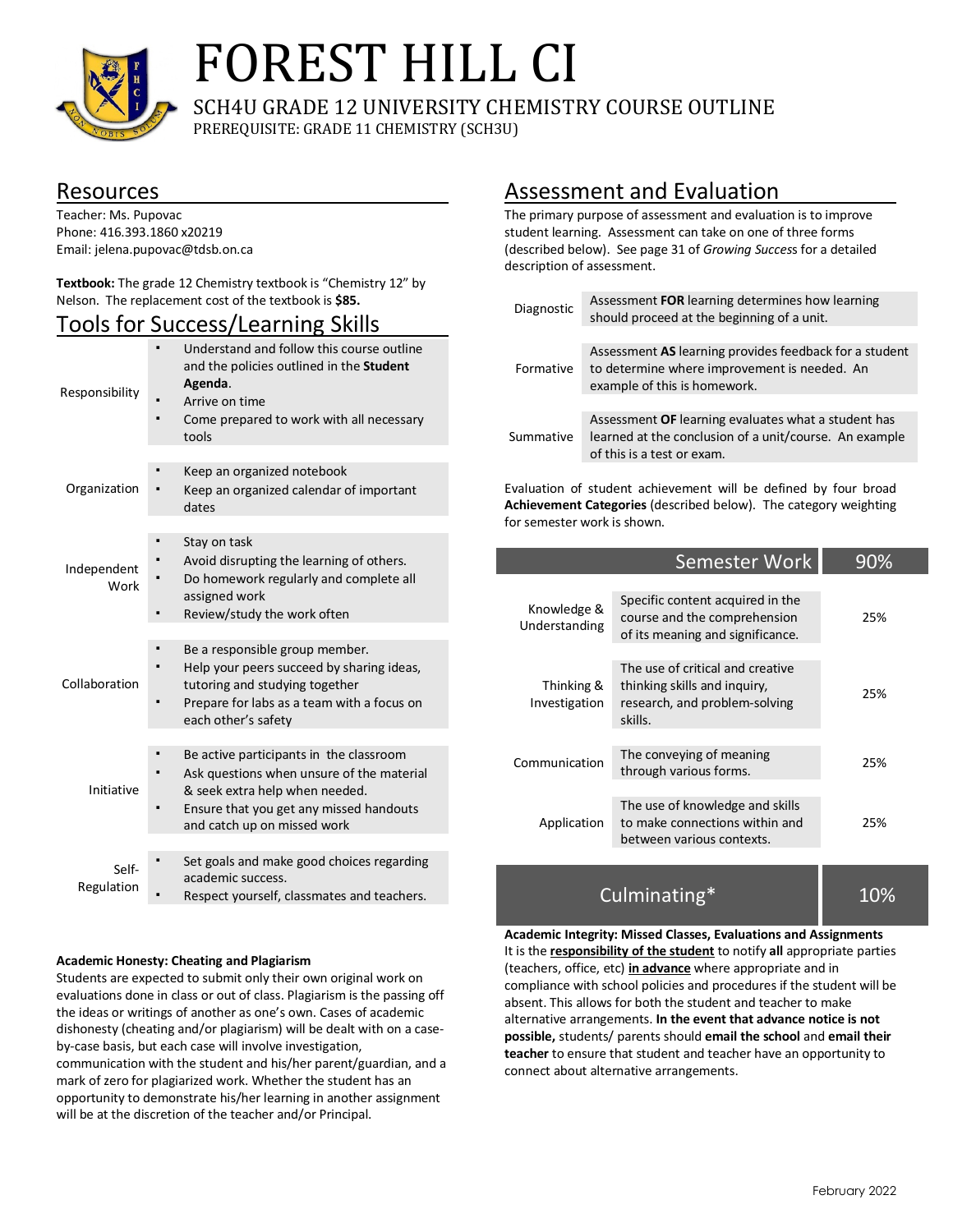# FOREST HILL CI

SCH4U GRADE 12 UNIVERSITY CHEMISTRY COURSE OUTLINE

PREREQUISITE: GRADE 11 CHEMISTRY (SCH3U)

## Resources

Teacher: Ms. Pupovac
Phone: 416.393.1860 x20219
Email: jelena.pupovac@tdsb.on.ca

**Textbook:** The grade 12 Chemistry textbook is "Chemistry 12" by Nelson. The replacement cost of the textbook is **$85.**

## Tools for Success/Learning Skills

| | |
|---|---|
| Responsibility | ▪ Understand and follow this course outline and the policies outlined in the **Student Agenda**.<br>▪ Arrive on time<br>▪ Come prepared to work with all necessary tools |
| Organization | ▪ Keep an organized notebook<br>▪ Keep an organized calendar of important dates |
| Independent Work | ▪ Stay on task<br>▪ Avoid disrupting the learning of others.<br>▪ Do homework regularly and complete all assigned work<br>▪ Review/study the work often |
| Collaboration | ▪ Be a responsible group member.<br>▪ Help your peers succeed by sharing ideas, tutoring and studying together<br>▪ Prepare for labs as a team with a focus on each other's safety |
| Initiative | ▪ Be active participants in the classroom<br>▪ Ask questions when unsure of the material & seek extra help when needed.<br>▪ Ensure that you get any missed handouts and catch up on missed work |
| Self-Regulation | ▪ Set goals and make good choices regarding academic success.<br>▪ Respect yourself, classmates and teachers. |

**Academic Honesty: Cheating and Plagiarism**

Students are expected to submit only their own original work on evaluations done in class or out of class. Plagiarism is the passing off the ideas or writings of another as one's own. Cases of academic dishonesty (cheating and/or plagiarism) will be dealt with on a case-by-case basis, but each case will involve investigation, communication with the student and his/her parent/guardian, and a mark of zero for plagiarized work. Whether the student has an opportunity to demonstrate his/her learning in another assignment will be at the discretion of the teacher and/or Principal.

## Assessment and Evaluation

The primary purpose of assessment and evaluation is to improve student learning. Assessment can take on one of three forms (described below). See page 31 of *Growing Success* for a detailed description of assessment.

| | |
|---|---|
| Diagnostic | Assessment **FOR** learning determines how learning should proceed at the beginning of a unit. |
| Formative | Assessment **AS** learning provides feedback for a student to determine where improvement is needed. An example of this is homework. |
| Summative | Assessment **OF** learning evaluates what a student has learned at the conclusion of a unit/course. An example of this is a test or exam. |

Evaluation of student achievement will be defined by four broad **Achievement Categories** (described below). The category weighting for semester work is shown.

| | Semester Work | 90% |
|---|---|---|
| Knowledge & Understanding | Specific content acquired in the course and the comprehension of its meaning and significance. | 25% |
| Thinking & Investigation | The use of critical and creative thinking skills and inquiry, research, and problem-solving skills. | 25% |
| Communication | The conveying of meaning through various forms. | 25% |
| Application | The use of knowledge and skills to make connections within and between various contexts. | 25% |
| | **Culminating*** | **10%** |

**Academic Integrity: Missed Classes, Evaluations and Assignments**

It is the **responsibility of the student** to notify **all** appropriate parties (teachers, office, etc) **in advance** where appropriate and in compliance with school policies and procedures if the student will be absent. This allows for both the student and teacher to make alternative arrangements. **In the event that advance notice is not possible,** students/ parents should **email the school** and **email their teacher** to ensure that student and teacher have an opportunity to connect about alternative arrangements.

February 2022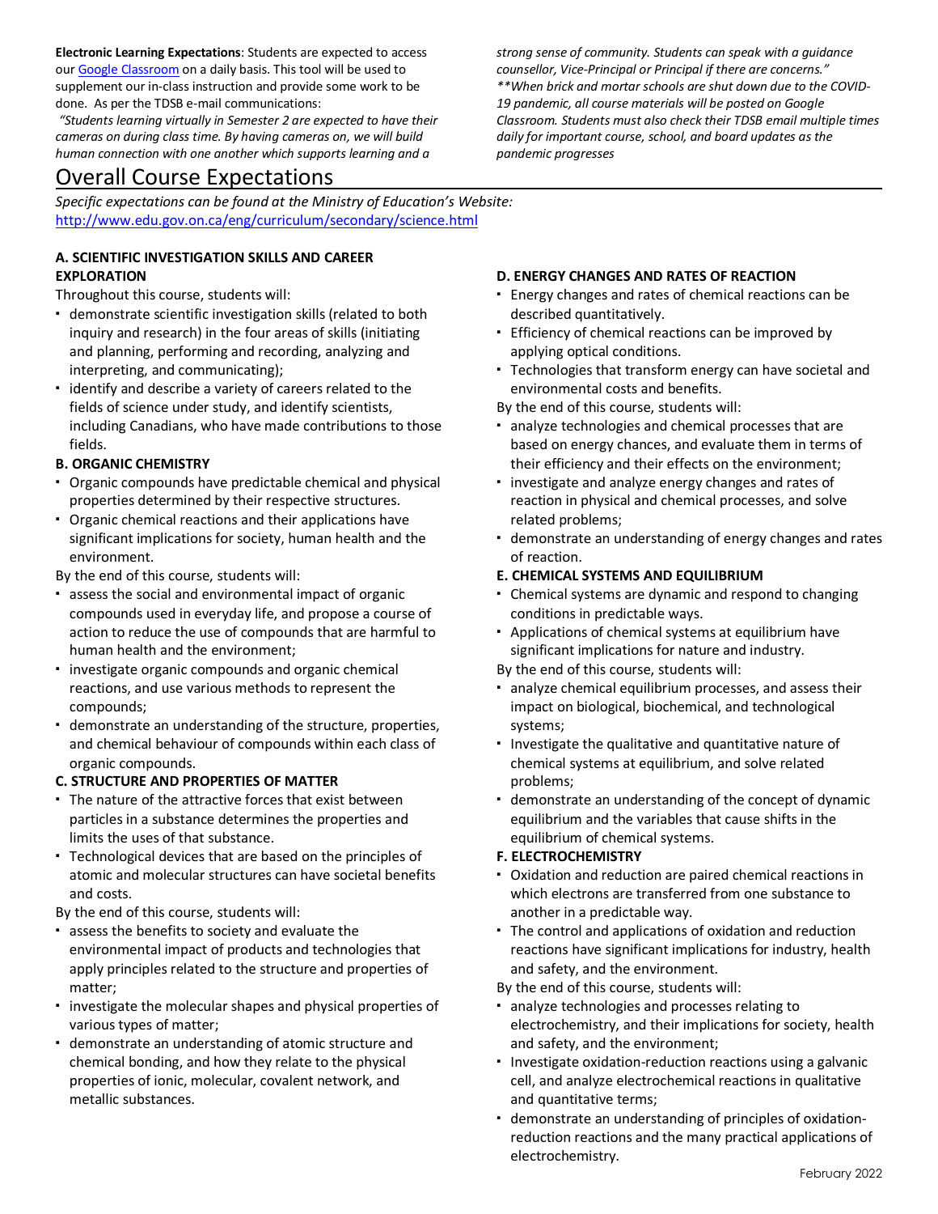**Electronic Learning Expectations**: Students are expected to access our [Google Classroom](#) on a daily basis. This tool will be used to supplement our in-class instruction and provide some work to be done. As per the TDSB e-mail communications:

*"Students learning virtually in Semester 2 are expected to have their cameras on during class time. By having cameras on, we will build human connection with one another which supports learning and a strong sense of community. Students can speak with a guidance counsellor, Vice-Principal or Principal if there are concerns."*

*\*\*When brick and mortar schools are shut down due to the COVID-19 pandemic, all course materials will be posted on Google Classroom. Students must also check their TDSB email multiple times daily for important course, school, and board updates as the pandemic progresses*

# Overall Course Expectations

*Specific expectations can be found at the Ministry of Education's Website:*
http://www.edu.gov.on.ca/eng/curriculum/secondary/science.html

**A. SCIENTIFIC INVESTIGATION SKILLS AND CAREER EXPLORATION**

Throughout this course, students will:

- demonstrate scientific investigation skills (related to both inquiry and research) in the four areas of skills (initiating and planning, performing and recording, analyzing and interpreting, and communicating);
- identify and describe a variety of careers related to the fields of science under study, and identify scientists, including Canadians, who have made contributions to those fields.

**B. ORGANIC CHEMISTRY**

- Organic compounds have predictable chemical and physical properties determined by their respective structures.
- Organic chemical reactions and their applications have significant implications for society, human health and the environment.

By the end of this course, students will:

- assess the social and environmental impact of organic compounds used in everyday life, and propose a course of action to reduce the use of compounds that are harmful to human health and the environment;
- investigate organic compounds and organic chemical reactions, and use various methods to represent the compounds;
- demonstrate an understanding of the structure, properties, and chemical behaviour of compounds within each class of organic compounds.

**C. STRUCTURE AND PROPERTIES OF MATTER**

- The nature of the attractive forces that exist between particles in a substance determines the properties and limits the uses of that substance.
- Technological devices that are based on the principles of atomic and molecular structures can have societal benefits and costs.

By the end of this course, students will:

- assess the benefits to society and evaluate the environmental impact of products and technologies that apply principles related to the structure and properties of matter;
- investigate the molecular shapes and physical properties of various types of matter;
- demonstrate an understanding of atomic structure and chemical bonding, and how they relate to the physical properties of ionic, molecular, covalent network, and metallic substances.

**D. ENERGY CHANGES AND RATES OF REACTION**

- Energy changes and rates of chemical reactions can be described quantitatively.
- Efficiency of chemical reactions can be improved by applying optical conditions.
- Technologies that transform energy can have societal and environmental costs and benefits.

By the end of this course, students will:

- analyze technologies and chemical processes that are based on energy chances, and evaluate them in terms of their efficiency and their effects on the environment;
- investigate and analyze energy changes and rates of reaction in physical and chemical processes, and solve related problems;
- demonstrate an understanding of energy changes and rates of reaction.

**E. CHEMICAL SYSTEMS AND EQUILIBRIUM**

- Chemical systems are dynamic and respond to changing conditions in predictable ways.
- Applications of chemical systems at equilibrium have significant implications for nature and industry.

By the end of this course, students will:

- analyze chemical equilibrium processes, and assess their impact on biological, biochemical, and technological systems;
- Investigate the qualitative and quantitative nature of chemical systems at equilibrium, and solve related problems;
- demonstrate an understanding of the concept of dynamic equilibrium and the variables that cause shifts in the equilibrium of chemical systems.

**F. ELECTROCHEMISTRY**

- Oxidation and reduction are paired chemical reactions in which electrons are transferred from one substance to another in a predictable way.
- The control and applications of oxidation and reduction reactions have significant implications for industry, health and safety, and the environment.

By the end of this course, students will:

- analyze technologies and processes relating to electrochemistry, and their implications for society, health and safety, and the environment;
- Investigate oxidation-reduction reactions using a galvanic cell, and analyze electrochemical reactions in qualitative and quantitative terms;
- demonstrate an understanding of principles of oxidation-reduction reactions and the many practical applications of electrochemistry.

February 2022